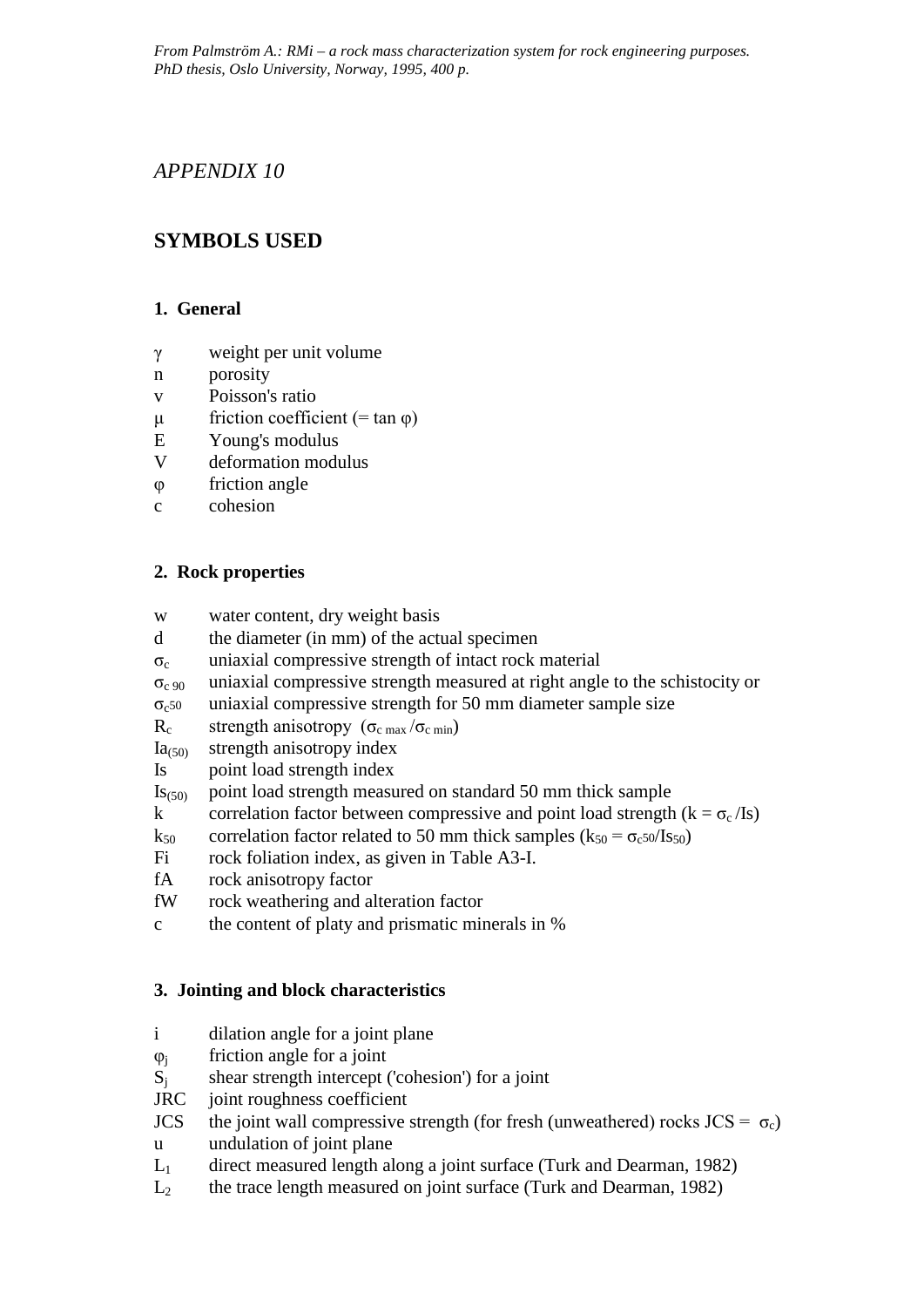*From Palmström A.: RMi – a rock mass characterization system for rock engineering purposes. PhD thesis, Oslo University, Norway, 1995, 400 p.*

*APPENDIX 10*

# SYMBOLS USED

### 1. General

- $\gamma$ weight per unit volume
- n porosity
- v Poisson's ratio
- $\mu$ friction coefficient (= tan $\varphi$)
- E Young's modulus
- V deformation modulus
- $\varphi$ friction angle
- c cohesion

### 2. Rock properties

- w water content, dry weight basis
- d the diameter (in mm) of the actual specimen
- $\sigma_c$ uniaxial compressive strength of intact rock material
- $\sigma_{c\,90}$ uniaxial compressive strength measured at right angle to the schistocity or
- $\sigma_{c50}$ uniaxial compressive strength for 50 mm diameter sample size
- $R_c$ strength anisotropy ($\sigma_{c\,max}/\sigma_{c\,min}$)
- $Ia_{(50)}$ strength anisotropy index
- Is point load strength index
- $Is_{(50)}$ point load strength measured on standard 50 mm thick sample
- k correlation factor between compressive and point load strength (k = $\sigma_c$ /Is)
- $k_{50}$ correlation factor related to 50 mm thick samples ($k_{50} = \sigma_{c50}/Is_{50}$)
- Fi rock foliation index, as given in Table A3-I.
- fA rock anisotropy factor
- fW rock weathering and alteration factor
- c the content of platy and prismatic minerals in %

### 3. Jointing and block characteristics

- i dilation angle for a joint plane
- $\varphi_j$ friction angle for a joint
- $S_j$ shear strength intercept ('cohesion') for a joint
- JRC joint roughness coefficient
- JCS the joint wall compressive strength (for fresh (unweathered) rocks JCS = $\sigma_c$)
- u undulation of joint plane
- $L_1$ direct measured length along a joint surface (Turk and Dearman, 1982)
- $L_2$ the trace length measured on joint surface (Turk and Dearman, 1982)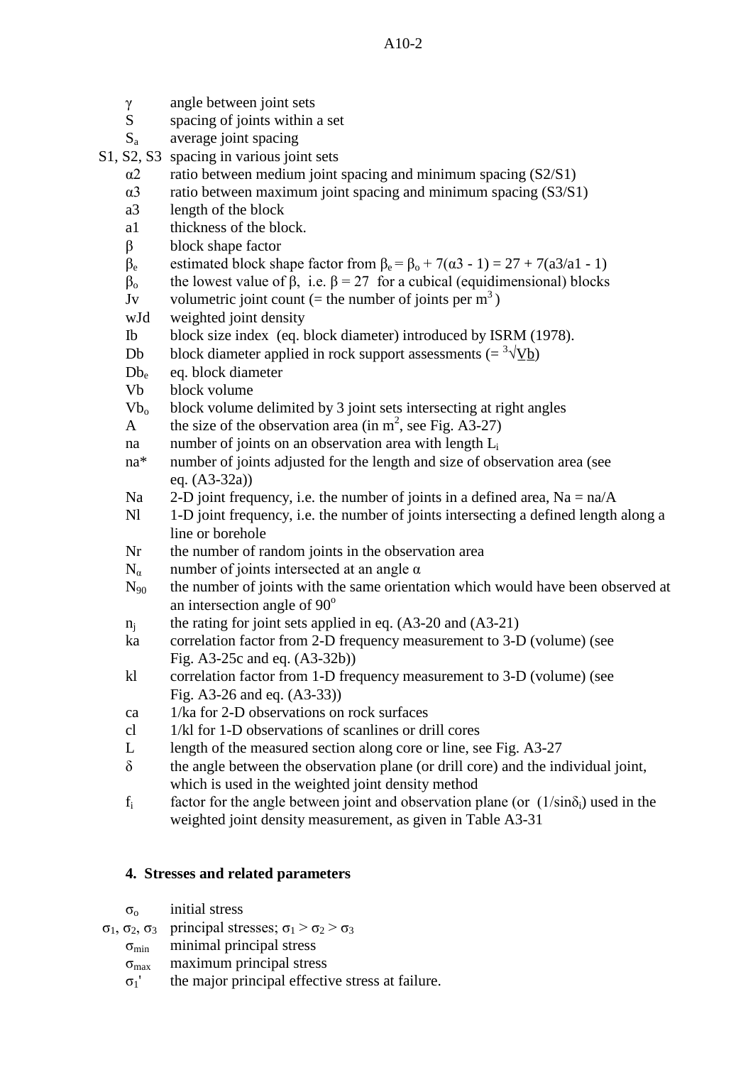| | |
|---|---|
| $\gamma$ | angle between joint sets |
| S | spacing of joints within a set |
| $S_a$ | average joint spacing |
| S1, S2, S3 | spacing in various joint sets |
| $\alpha 2$ | ratio between medium joint spacing and minimum spacing (S2/S1) |
| $\alpha 3$ | ratio between maximum joint spacing and minimum spacing (S3/S1) |
| a3 | length of the block |
| a1 | thickness of the block. |
| $\beta$ | block shape factor |
| $\beta_e$ | estimated block shape factor from $\beta_e = \beta_o + 7(\alpha 3 - 1) = 27 + 7(a3/a1 - 1)$ |
| $\beta_o$ | the lowest value of $\beta$, i.e. $\beta = 27$ for a cubical (equidimensional) blocks |
| Jv | volumetric joint count (= the number of joints per $m^3$) |
| wJd | weighted joint density |
| Ib | block size index (eq. block diameter) introduced by ISRM (1978). |
| Db | block diameter applied in rock support assessments (= $\sqrt[3]{Vb}$) |
| $Db_e$ | eq. block diameter |
| Vb | block volume |
| $Vb_o$ | block volume delimited by 3 joint sets intersecting at right angles |
| A | the size of the observation area (in $m^2$, see Fig. A3-27) |
| na | number of joints on an observation area with length $L_i$ |
| na* | number of joints adjusted for the length and size of observation area (see eq. (A3-32a)) |
| Na | 2-D joint frequency, i.e. the number of joints in a defined area, Na = na/A |
| Nl | 1-D joint frequency, i.e. the number of joints intersecting a defined length along a line or borehole |
| Nr | the number of random joints in the observation area |
| $N_\alpha$ | number of joints intersected at an angle $\alpha$ |
| $N_{90}$ | the number of joints with the same orientation which would have been observed at an intersection angle of $90^o$ |
| $n_j$ | the rating for joint sets applied in eq. (A3-20 and (A3-21) |
| ka | correlation factor from 2-D frequency measurement to 3-D (volume) (see Fig. A3-25c and eq. (A3-32b)) |
| kl | correlation factor from 1-D frequency measurement to 3-D (volume) (see Fig. A3-26 and eq. (A3-33)) |
| ca | 1/ka for 2-D observations on rock surfaces |
| cl | 1/kl for 1-D observations of scanlines or drill cores |
| L | length of the measured section along core or line, see Fig. A3-27 |
| $\delta$ | the angle between the observation plane (or drill core) and the individual joint, which is used in the weighted joint density method |
| $f_i$ | factor for the angle between joint and observation plane (or $(1/\sin\delta_i)$ used in the weighted joint density measurement, as given in Table A3-31 |

## 4. Stresses and related parameters

| | |
|---|---|
| $\sigma_o$ | initial stress |
| $\sigma_1, \sigma_2, \sigma_3$ | principal stresses; $\sigma_1 > \sigma_2 > \sigma_3$ |
| $\sigma_{min}$ | minimal principal stress |
| $\sigma_{max}$ | maximum principal stress |
| $\sigma_1'$ | the major principal effective stress at failure. |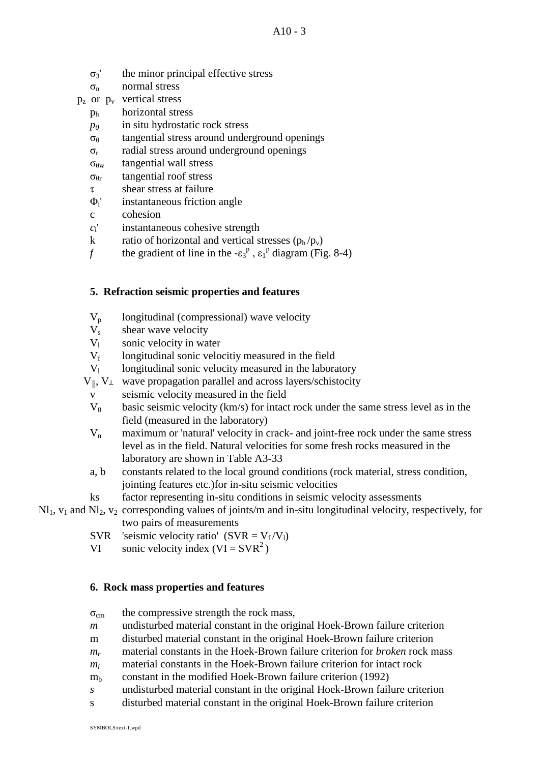| | |
|---|---|
| $\sigma_3$' | the minor principal effective stress |
| $\sigma_n$ | normal stress |
| $p_z$ or $p_v$ | vertical stress |
| $p_h$ | horizontal stress |
| $p_0$ | in situ hydrostatic rock stress |
| $\sigma_\theta$ | tangential stress around underground openings |
| $\sigma_r$ | radial stress around underground openings |
| $\sigma_{\theta w}$ | tangential wall stress |
| $\sigma_{\theta r}$ | tangential roof stress |
| $\tau$ | shear stress at failure |
| $\Phi_i$' | instantaneous friction angle |
| c | cohesion |
| $c_i$' | instantaneous cohesive strength |
| k | ratio of horizontal and vertical stresses ($p_h/p_v$) |
| $f$ | the gradient of line in the $-\varepsilon_3^p$, $\varepsilon_1^p$ diagram (Fig. 8-4) |

## 5. Refraction seismic properties and features

| | |
|---|---|
| $V_p$ | longitudinal (compressional) wave velocity |
| $V_s$ | shear wave velocity |
| $V_l$ | sonic velocity in water |
| $V_f$ | longitudinal sonic velocitiy measured in the field |
| $V_l$ | longitudinal sonic velocity measured in the laboratory |
| $V_\parallel$, $V_\perp$ | wave propagation parallel and across layers/schistocity |
| v | seismic velocity measured in the field |
| $V_0$ | basic seismic velocity (km/s) for intact rock under the same stress level as in the field (measured in the laboratory) |
| $V_n$ | maximum or 'natural' velocity in crack- and joint-free rock under the same stress level as in the field. Natural velocities for some fresh rocks measured in the laboratory are shown in Table A3-33 |
| a, b | constants related to the local ground conditions (rock material, stress condition, jointing features etc.)for in-situ seismic velocities |
| ks | factor representing in-situ conditions in seismic velocity assessments |
| $Nl_1$, $v_1$ and $Nl_2$, $v_2$ | corresponding values of joints/m and in-situ longitudinal velocity, respectively, for two pairs of measurements |
| SVR | 'seismic velocity ratio' ($SVR = V_f/V_l$) |
| VI | sonic velocity index ($VI = SVR^2$) |

## 6. Rock mass properties and features

| | |
|---|---|
| $\sigma_{cm}$ | the compressive strength the rock mass, |
| $m$ | undisturbed material constant in the original Hoek-Brown failure criterion |
| m | disturbed material constant in the original Hoek-Brown failure criterion |
| $m_r$ | material constants in the Hoek-Brown failure criterion for *broken* rock mass |
| $m_i$ | material constants in the Hoek-Brown failure criterion for intact rock |
| $m_b$ | constant in the modified Hoek-Brown failure criterion (1992) |
| $s$ | undisturbed material constant in the original Hoek-Brown failure criterion |
| s | disturbed material constant in the original Hoek-Brown failure criterion |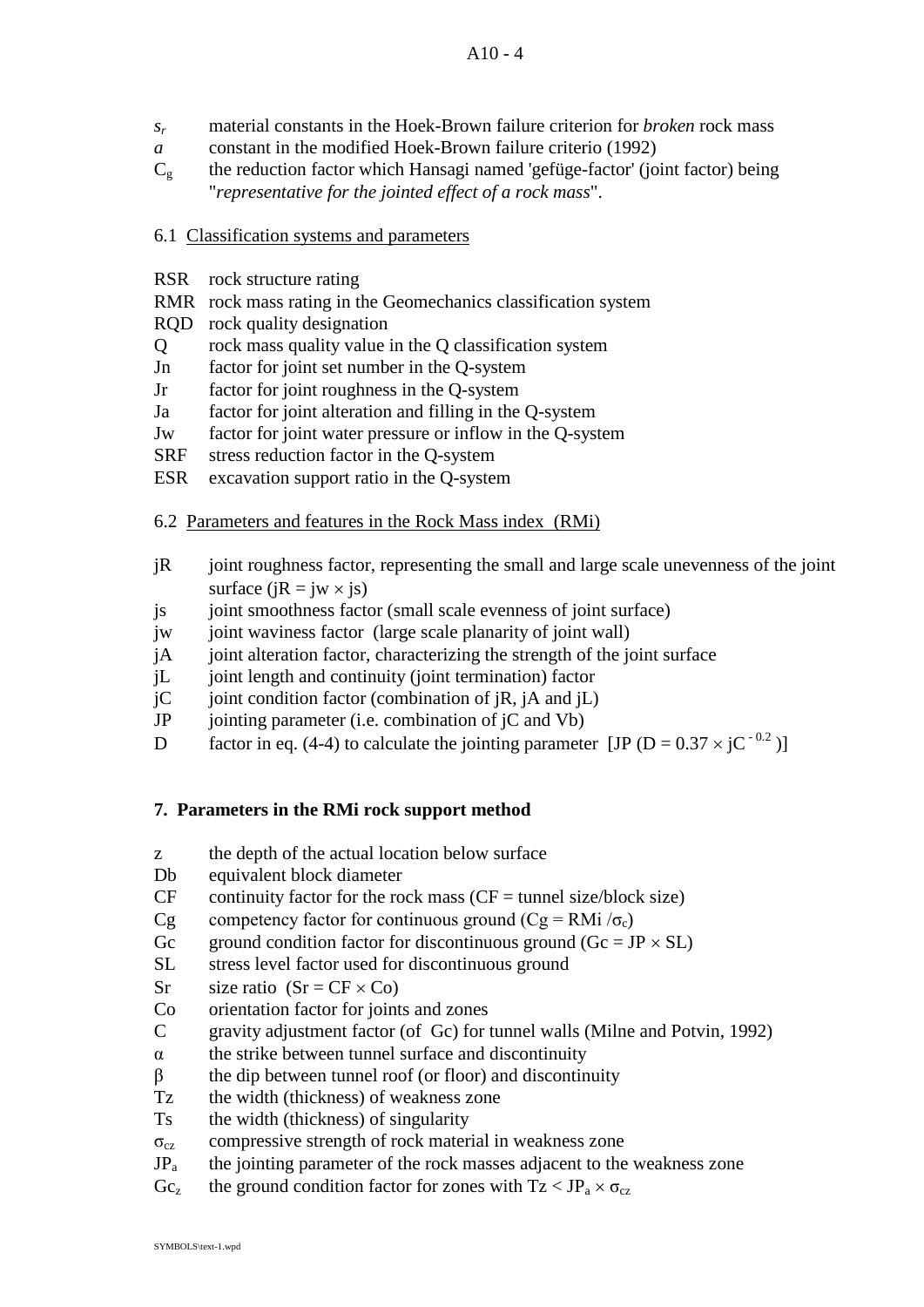$s_r$ material constants in the Hoek-Brown failure criterion for *broken* rock mass
*a* constant in the modified Hoek-Brown failure criterio (1992)
$C_g$ the reduction factor which Hansagi named 'gefüge-factor' (joint factor) being "*representative for the jointed effect of a rock mass*".

6.1 Classification systems and parameters

RSR rock structure rating
RMR rock mass rating in the Geomechanics classification system
RQD rock quality designation
Q rock mass quality value in the Q classification system
Jn factor for joint set number in the Q-system
Jr factor for joint roughness in the Q-system
Ja factor for joint alteration and filling in the Q-system
Jw factor for joint water pressure or inflow in the Q-system
SRF stress reduction factor in the Q-system
ESR excavation support ratio in the Q-system

6.2 Parameters and features in the Rock Mass index (RMi)

jR joint roughness factor, representing the small and large scale unevenness of the joint surface ($jR = jw \times js$)
js joint smoothness factor (small scale evenness of joint surface)
jw joint waviness factor (large scale planarity of joint wall)
jA joint alteration factor, characterizing the strength of the joint surface
jL joint length and continuity (joint termination) factor
jC joint condition factor (combination of jR, jA and jL)
JP jointing parameter (i.e. combination of jC and Vb)
D factor in eq. (4-4) to calculate the jointing parameter [JP ($D = 0.37 \times jC^{-0.2}$)]

## 7. Parameters in the RMi rock support method

z the depth of the actual location below surface
Db equivalent block diameter
CF continuity factor for the rock mass (CF = tunnel size/block size)
Cg competency factor for continuous ground ($Cg = RMi / \sigma_c$)
Gc ground condition factor for discontinuous ground ($Gc = JP \times SL$)
SL stress level factor used for discontinuous ground
Sr size ratio ($Sr = CF \times Co$)
Co orientation factor for joints and zones
C gravity adjustment factor (of Gc) for tunnel walls (Milne and Potvin, 1992)
$\alpha$ the strike between tunnel surface and discontinuity
$\beta$ the dip between tunnel roof (or floor) and discontinuity
Tz the width (thickness) of weakness zone
Ts the width (thickness) of singularity
$\sigma_{cz}$ compressive strength of rock material in weakness zone
$JP_a$ the jointing parameter of the rock masses adjacent to the weakness zone
$Gc_z$ the ground condition factor for zones with $Tz < JP_a \times \sigma_{cz}$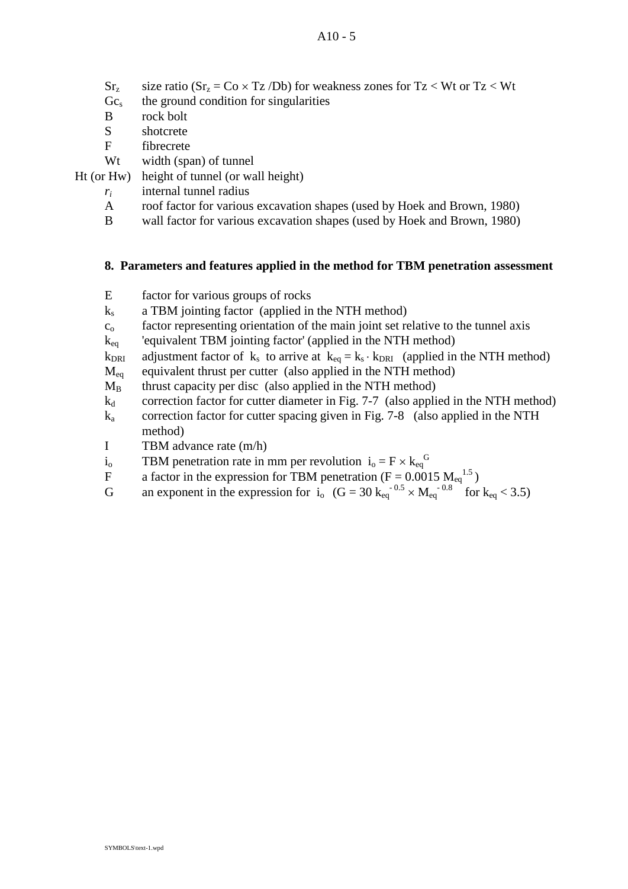$Sr_z$ size ratio ($Sr_z = Co \times Tz / Db$) for weakness zones for $Tz < Wt$ or $Tz < Wt$

$Gc_s$ the ground condition for singularities

B rock bolt

S shotcrete

F fibrecrete

Wt width (span) of tunnel

Ht (or Hw) height of tunnel (or wall height)

$r_i$ internal tunnel radius

A roof factor for various excavation shapes (used by Hoek and Brown, 1980)

B wall factor for various excavation shapes (used by Hoek and Brown, 1980)

**8. Parameters and features applied in the method for TBM penetration assessment**

E factor for various groups of rocks

$k_s$ a TBM jointing factor (applied in the NTH method)

$c_o$ factor representing orientation of the main joint set relative to the tunnel axis

$k_{eq}$ 'equivalent TBM jointing factor' (applied in the NTH method)

$k_{DRI}$ adjustment factor of $k_s$ to arrive at $k_{eq} = k_s \cdot k_{DRI}$ (applied in the NTH method)

$M_{eq}$ equivalent thrust per cutter (also applied in the NTH method)

$M_B$ thrust capacity per disc (also applied in the NTH method)

$k_d$ correction factor for cutter diameter in Fig. 7-7 (also applied in the NTH method)

$k_a$ correction factor for cutter spacing given in Fig. 7-8 (also applied in the NTH method)

I TBM advance rate (m/h)

$i_o$ TBM penetration rate in mm per revolution $i_o = F \times k_{eq}^{G}$

F a factor in the expression for TBM penetration ($F = 0.0015\, M_{eq}^{1.5}$)

G an exponent in the expression for $i_o$ ($G = 30\, k_{eq}^{-0.5} \times M_{eq}^{-0.8}$ for $k_{eq} < 3.5$)